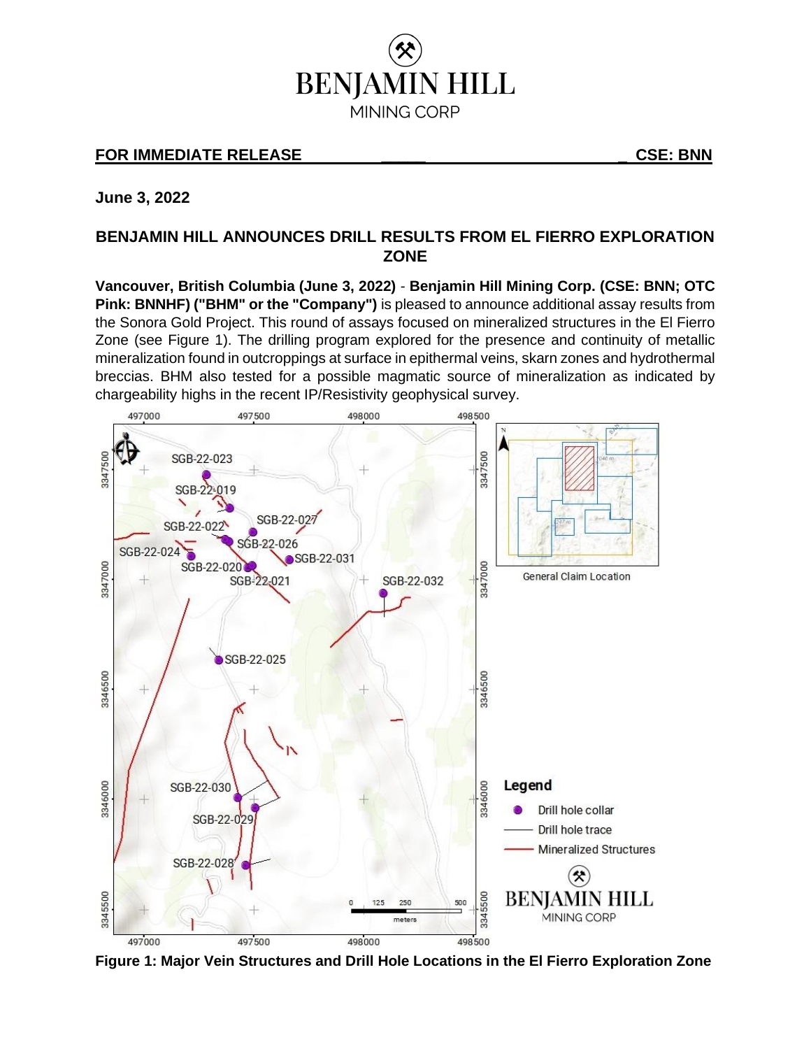BENJAMIN HILL
MINING CORP

**FOR IMMEDIATE RELEASE** **CSE: BNN**

**June 3, 2022**

## BENJAMIN HILL ANNOUNCES DRILL RESULTS FROM EL FIERRO EXPLORATION ZONE

**Vancouver, British Columbia (June 3, 2022)** - **Benjamin Hill Mining Corp. (CSE: BNN; OTC Pink: BNNHF) ("BHM" or the "Company")** is pleased to announce additional assay results from the Sonora Gold Project. This round of assays focused on mineralized structures in the El Fierro Zone (see Figure 1). The drilling program explored for the presence and continuity of metallic mineralization found in outcroppings at surface in epithermal veins, skarn zones and hydrothermal breccias. BHM also tested for a possible magmatic source of mineralization as indicated by chargeability highs in the recent IP/Resistivity geophysical survey.

**Figure 1: Major Vein Structures and Drill Hole Locations in the El Fierro Exploration Zone**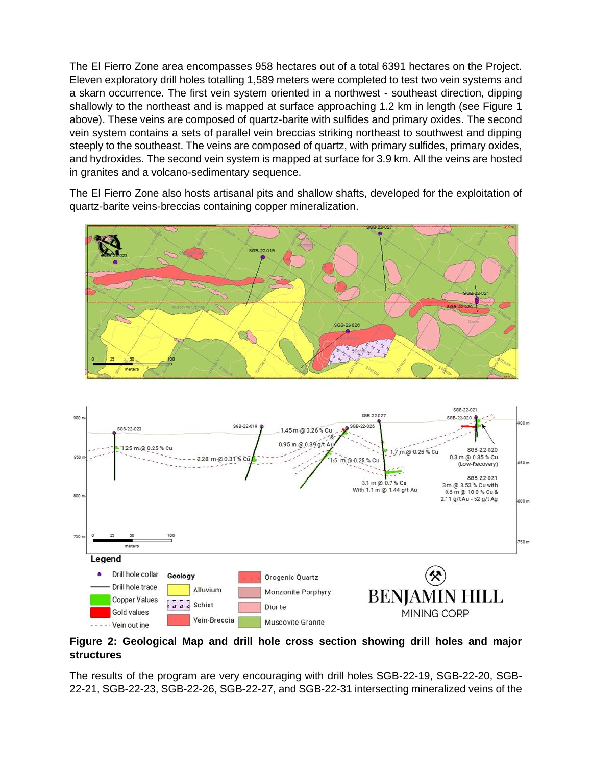The El Fierro Zone area encompasses 958 hectares out of a total 6391 hectares on the Project. Eleven exploratory drill holes totalling 1,589 meters were completed to test two vein systems and a skarn occurrence. The first vein system oriented in a northwest - southeast direction, dipping shallowly to the northeast and is mapped at surface approaching 1.2 km in length (see Figure 1 above). These veins are composed of quartz-barite with sulfides and primary oxides. The second vein system contains a sets of parallel vein breccias striking northeast to southwest and dipping steeply to the southeast. The veins are composed of quartz, with primary sulfides, primary oxides, and hydroxides. The second vein system is mapped at surface for 3.9 km. All the veins are hosted in granites and a volcano-sedimentary sequence.

The El Fierro Zone also hosts artisanal pits and shallow shafts, developed for the exploitation of quartz-barite veins-breccias containing copper mineralization.

**Figure 2: Geological Map and drill hole cross section showing drill holes and major structures**

The results of the program are very encouraging with drill holes SGB-22-19, SGB-22-20, SGB-22-21, SGB-22-23, SGB-22-26, SGB-22-27, and SGB-22-31 intersecting mineralized veins of the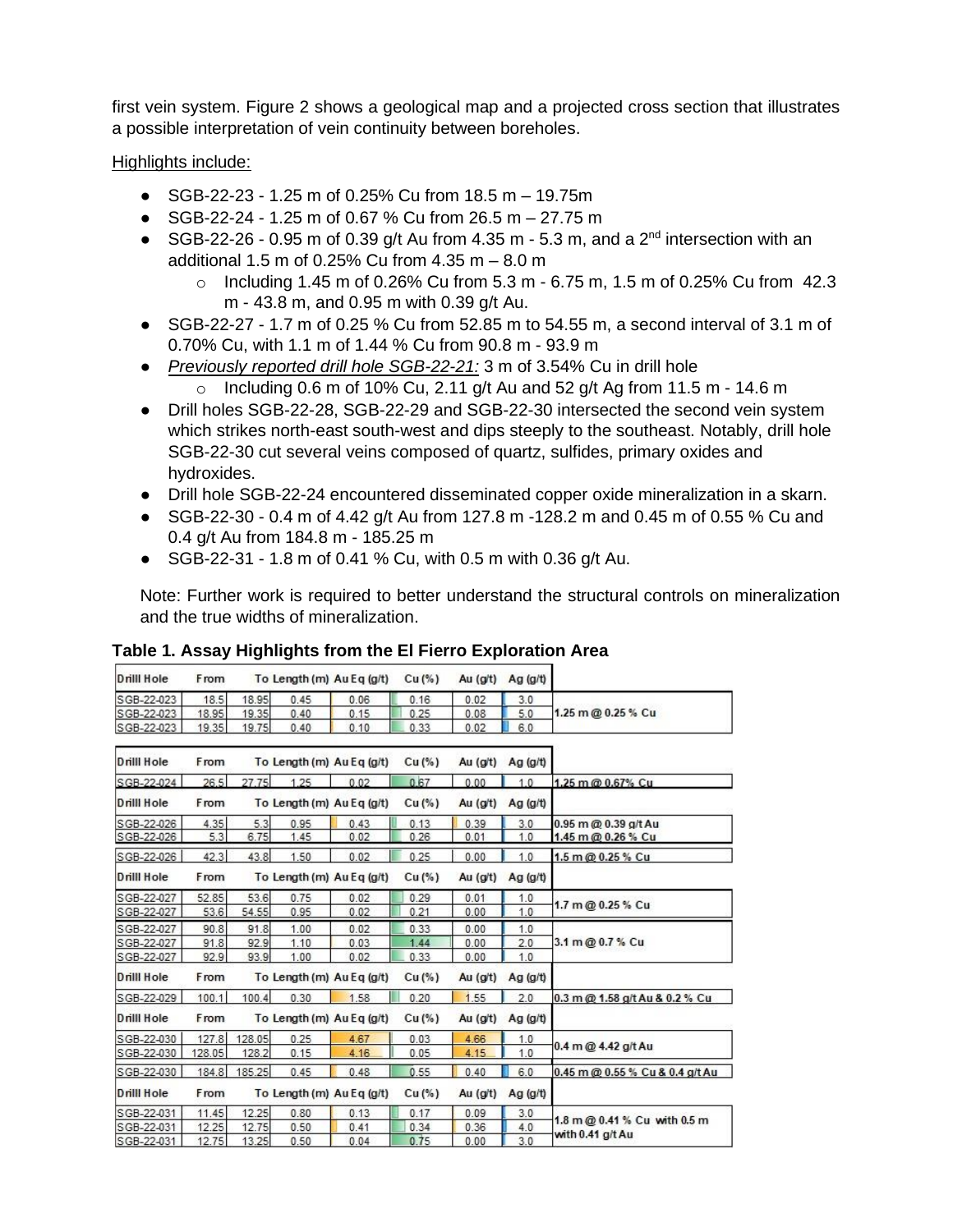first vein system. Figure 2 shows a geological map and a projected cross section that illustrates a possible interpretation of vein continuity between boreholes.

Highlights include:

- SGB-22-23 - 1.25 m of 0.25% Cu from 18.5 m – 19.75m
- SGB-22-24 - 1.25 m of 0.67 % Cu from 26.5 m – 27.75 m
- SGB-22-26 - 0.95 m of 0.39 g/t Au from 4.35 m - 5.3 m, and a 2nd intersection with an additional 1.5 m of 0.25% Cu from 4.35 m – 8.0 m
  - Including 1.45 m of 0.26% Cu from 5.3 m - 6.75 m, 1.5 m of 0.25% Cu from 42.3 m - 43.8 m, and 0.95 m with 0.39 g/t Au.
- SGB-22-27 - 1.7 m of 0.25 % Cu from 52.85 m to 54.55 m, a second interval of 3.1 m of 0.70% Cu, with 1.1 m of 1.44 % Cu from 90.8 m - 93.9 m
- *Previously reported drill hole SGB-22-21:* 3 m of 3.54% Cu in drill hole
  - Including 0.6 m of 10% Cu, 2.11 g/t Au and 52 g/t Ag from 11.5 m - 14.6 m
- Drill holes SGB-22-28, SGB-22-29 and SGB-22-30 intersected the second vein system which strikes north-east south-west and dips steeply to the southeast. Notably, drill hole SGB-22-30 cut several veins composed of quartz, sulfides, primary oxides and hydroxides.
- Drill hole SGB-22-24 encountered disseminated copper oxide mineralization in a skarn.
- SGB-22-30 - 0.4 m of 4.42 g/t Au from 127.8 m -128.2 m and 0.45 m of 0.55 % Cu and 0.4 g/t Au from 184.8 m - 185.25 m
- SGB-22-31 - 1.8 m of 0.41 % Cu, with 0.5 m with 0.36 g/t Au.

Note: Further work is required to better understand the structural controls on mineralization and the true widths of mineralization.

**Table 1. Assay Highlights from the El Fierro Exploration Area**

| Drilll Hole | From | To | Length (m) | Au Eq (g/t) | Cu (%) | Au (g/t) | Ag (g/t) | |
|---|---|---|---|---|---|---|---|---|
| SGB-22-023 | 18.5 | 18.95 | 0.45 | 0.06 | 0.16 | 0.02 | 3.0 | 1.25 m @ 0.25 % Cu |
| SGB-22-023 | 18.95 | 19.35 | 0.40 | 0.15 | 0.25 | 0.08 | 5.0 | |
| SGB-22-023 | 19.35 | 19.75 | 0.40 | 0.10 | 0.33 | 0.02 | 6.0 | |
| SGB-22-024 | 26.5 | 27.75 | 1.25 | 0.02 | 0.67 | 0.00 | 1.0 | 1.25 m @ 0.67% Cu |
| SGB-22-026 | 4.35 | 5.3 | 0.95 | 0.43 | 0.13 | 0.39 | 3.0 | 0.95 m @ 0.39 g/t Au |
| SGB-22-026 | 5.3 | 6.75 | 1.45 | 0.02 | 0.26 | 0.01 | 1.0 | 1.45 m @ 0.26 % Cu |
| SGB-22-026 | 42.3 | 43.8 | 1.50 | 0.02 | 0.25 | 0.00 | 1.0 | 1.5 m @ 0.25 % Cu |
| SGB-22-027 | 52.85 | 53.6 | 0.75 | 0.02 | 0.29 | 0.01 | 1.0 | 1.7 m @ 0.25 % Cu |
| SGB-22-027 | 53.6 | 54.55 | 0.95 | 0.02 | 0.21 | 0.00 | 1.0 | |
| SGB-22-027 | 90.8 | 91.8 | 1.00 | 0.02 | 0.33 | 0.00 | 1.0 | 3.1 m @ 0.7 % Cu |
| SGB-22-027 | 91.8 | 92.9 | 1.10 | 0.03 | 1.44 | 0.00 | 2.0 | |
| SGB-22-027 | 92.9 | 93.9 | 1.00 | 0.02 | 0.33 | 0.00 | 1.0 | |
| SGB-22-029 | 100.1 | 100.4 | 0.30 | 1.58 | 0.20 | 1.55 | 2.0 | 0.3 m @ 1.58 g/t Au & 0.2 % Cu |
| SGB-22-030 | 127.8 | 128.05 | 0.25 | 4.67 | 0.03 | 4.66 | 1.0 | 0.4 m @ 4.42 g/t Au |
| SGB-22-030 | 128.05 | 128.2 | 0.15 | 4.16 | 0.05 | 4.15 | 1.0 | |
| SGB-22-030 | 184.8 | 185.25 | 0.45 | 0.48 | 0.55 | 0.40 | 6.0 | 0.45 m @ 0.55 % Cu & 0.4 g/t Au |
| SGB-22-031 | 11.45 | 12.25 | 0.80 | 0.13 | 0.17 | 0.09 | 3.0 | 1.8 m @ 0.41 % Cu with 0.5 m with 0.41 g/t Au |
| SGB-22-031 | 12.25 | 12.75 | 0.50 | 0.41 | 0.34 | 0.36 | 4.0 | |
| SGB-22-031 | 12.75 | 13.25 | 0.50 | 0.04 | 0.75 | 0.00 | 3.0 | |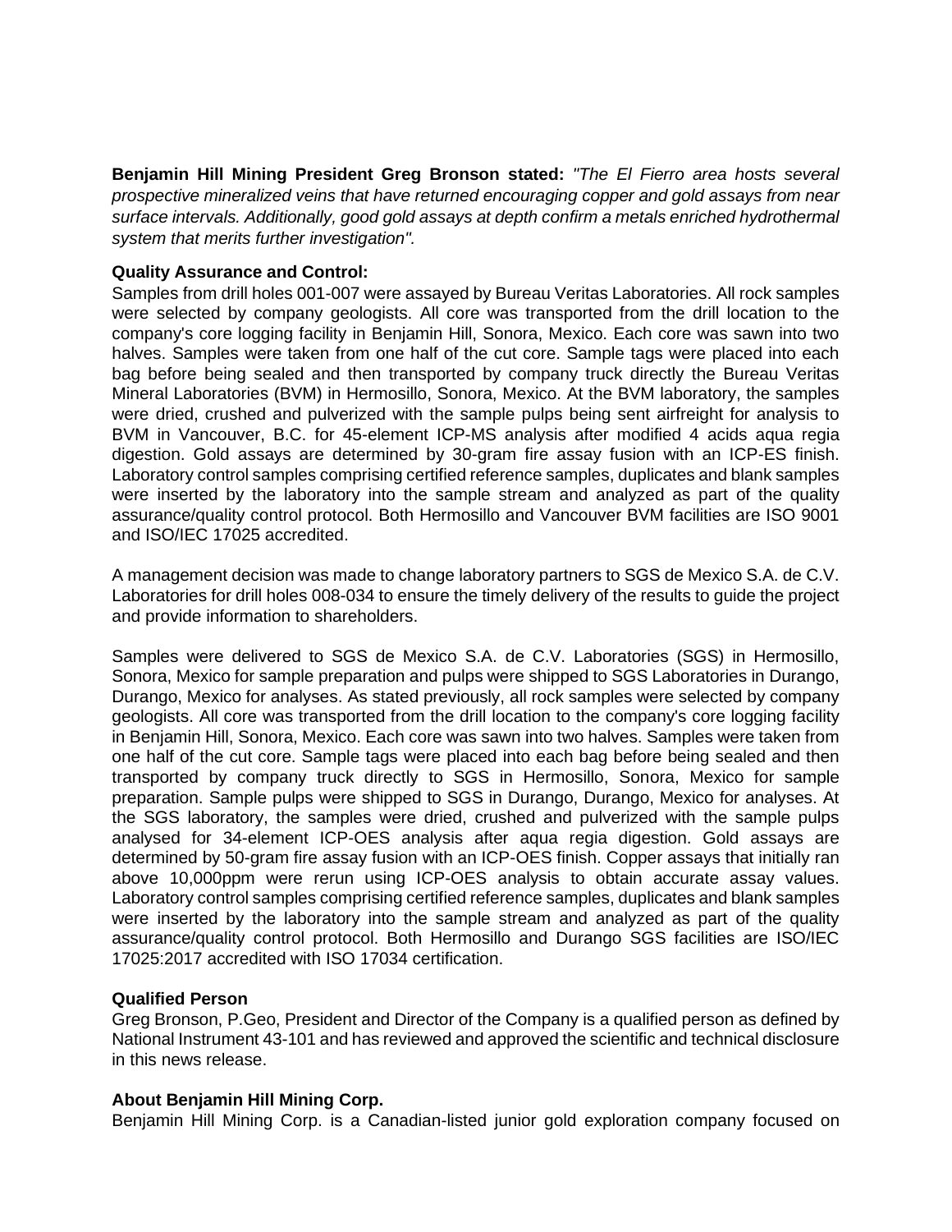**Benjamin Hill Mining President Greg Bronson stated:** *"The El Fierro area hosts several prospective mineralized veins that have returned encouraging copper and gold assays from near surface intervals. Additionally, good gold assays at depth confirm a metals enriched hydrothermal system that merits further investigation".*

**Quality Assurance and Control:**

Samples from drill holes 001-007 were assayed by Bureau Veritas Laboratories. All rock samples were selected by company geologists. All core was transported from the drill location to the company's core logging facility in Benjamin Hill, Sonora, Mexico. Each core was sawn into two halves. Samples were taken from one half of the cut core. Sample tags were placed into each bag before being sealed and then transported by company truck directly the Bureau Veritas Mineral Laboratories (BVM) in Hermosillo, Sonora, Mexico. At the BVM laboratory, the samples were dried, crushed and pulverized with the sample pulps being sent airfreight for analysis to BVM in Vancouver, B.C. for 45-element ICP-MS analysis after modified 4 acids aqua regia digestion. Gold assays are determined by 30-gram fire assay fusion with an ICP-ES finish. Laboratory control samples comprising certified reference samples, duplicates and blank samples were inserted by the laboratory into the sample stream and analyzed as part of the quality assurance/quality control protocol. Both Hermosillo and Vancouver BVM facilities are ISO 9001 and ISO/IEC 17025 accredited.

A management decision was made to change laboratory partners to SGS de Mexico S.A. de C.V. Laboratories for drill holes 008-034 to ensure the timely delivery of the results to guide the project and provide information to shareholders.

Samples were delivered to SGS de Mexico S.A. de C.V. Laboratories (SGS) in Hermosillo, Sonora, Mexico for sample preparation and pulps were shipped to SGS Laboratories in Durango, Durango, Mexico for analyses. As stated previously, all rock samples were selected by company geologists. All core was transported from the drill location to the company's core logging facility in Benjamin Hill, Sonora, Mexico. Each core was sawn into two halves. Samples were taken from one half of the cut core. Sample tags were placed into each bag before being sealed and then transported by company truck directly to SGS in Hermosillo, Sonora, Mexico for sample preparation. Sample pulps were shipped to SGS in Durango, Durango, Mexico for analyses. At the SGS laboratory, the samples were dried, crushed and pulverized with the sample pulps analysed for 34-element ICP-OES analysis after aqua regia digestion. Gold assays are determined by 50-gram fire assay fusion with an ICP-OES finish. Copper assays that initially ran above 10,000ppm were rerun using ICP-OES analysis to obtain accurate assay values. Laboratory control samples comprising certified reference samples, duplicates and blank samples were inserted by the laboratory into the sample stream and analyzed as part of the quality assurance/quality control protocol. Both Hermosillo and Durango SGS facilities are ISO/IEC 17025:2017 accredited with ISO 17034 certification.

**Qualified Person**

Greg Bronson, P.Geo, President and Director of the Company is a qualified person as defined by National Instrument 43-101 and has reviewed and approved the scientific and technical disclosure in this news release.

**About Benjamin Hill Mining Corp.**

Benjamin Hill Mining Corp. is a Canadian-listed junior gold exploration company focused on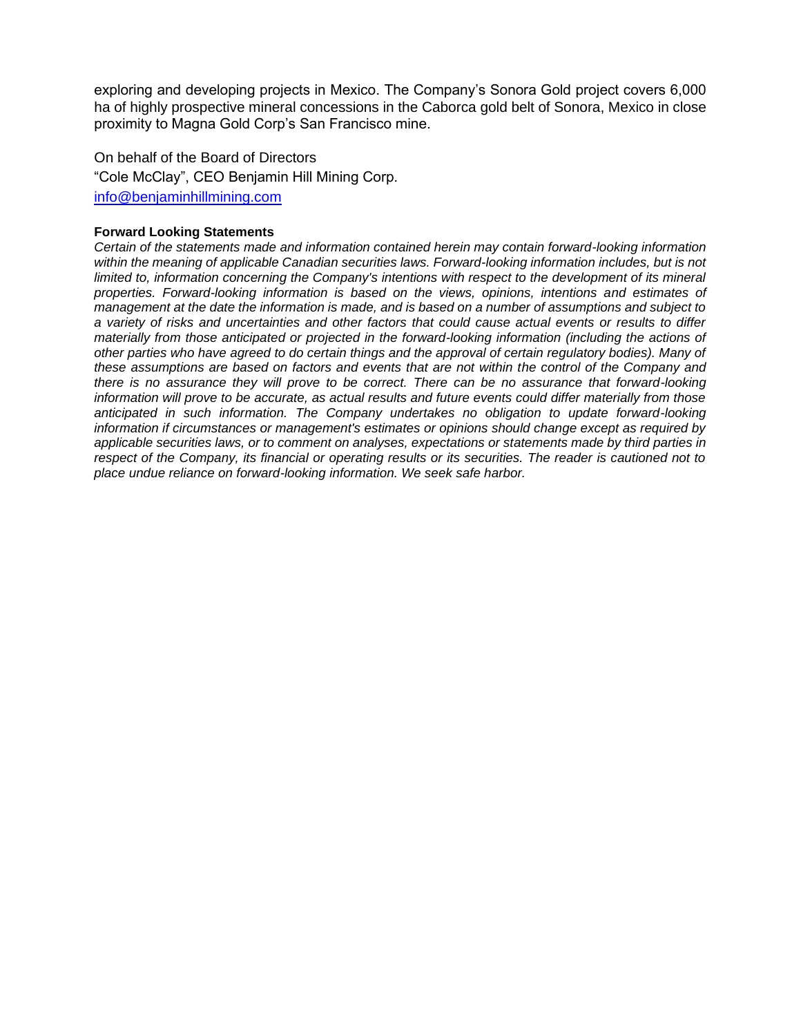exploring and developing projects in Mexico. The Company's Sonora Gold project covers 6,000 ha of highly prospective mineral concessions in the Caborca gold belt of Sonora, Mexico in close proximity to Magna Gold Corp's San Francisco mine.

On behalf of the Board of Directors
"Cole McClay", CEO Benjamin Hill Mining Corp.
info@benjaminhillmining.com

**Forward Looking Statements**

*Certain of the statements made and information contained herein may contain forward-looking information within the meaning of applicable Canadian securities laws. Forward-looking information includes, but is not limited to, information concerning the Company's intentions with respect to the development of its mineral properties. Forward-looking information is based on the views, opinions, intentions and estimates of management at the date the information is made, and is based on a number of assumptions and subject to a variety of risks and uncertainties and other factors that could cause actual events or results to differ materially from those anticipated or projected in the forward-looking information (including the actions of other parties who have agreed to do certain things and the approval of certain regulatory bodies). Many of these assumptions are based on factors and events that are not within the control of the Company and there is no assurance they will prove to be correct. There can be no assurance that forward-looking information will prove to be accurate, as actual results and future events could differ materially from those anticipated in such information. The Company undertakes no obligation to update forward-looking information if circumstances or management's estimates or opinions should change except as required by applicable securities laws, or to comment on analyses, expectations or statements made by third parties in respect of the Company, its financial or operating results or its securities. The reader is cautioned not to place undue reliance on forward-looking information. We seek safe harbor.*